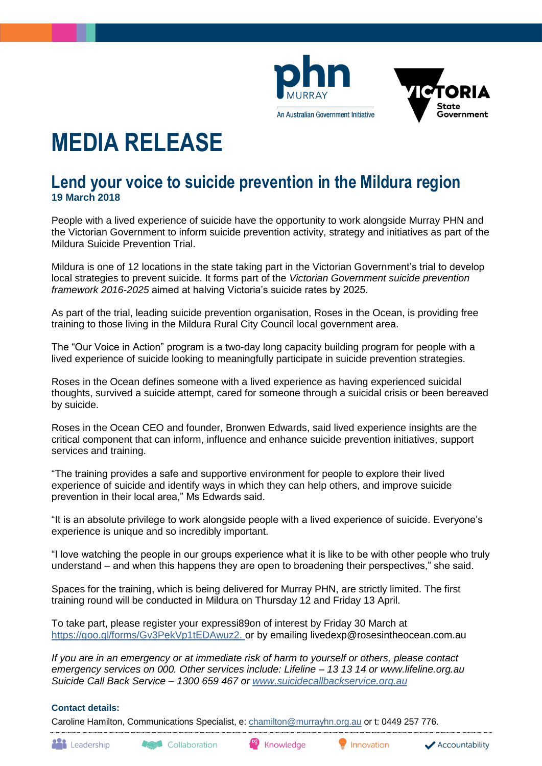# MEDIA RELEASE

## Lend your voice to suicide prevention in the Mildura region

**19 March 2018**

People with a lived experience of suicide have the opportunity to work alongside Murray PHN and the Victorian Government to inform suicide prevention activity, strategy and initiatives as part of the Mildura Suicide Prevention Trial.

Mildura is one of 12 locations in the state taking part in the Victorian Government's trial to develop local strategies to prevent suicide. It forms part of the *Victorian Government suicide prevention framework 2016-2025* aimed at halving Victoria's suicide rates by 2025.

As part of the trial, leading suicide prevention organisation, Roses in the Ocean, is providing free training to those living in the Mildura Rural City Council local government area.

The "Our Voice in Action" program is a two-day long capacity building program for people with a lived experience of suicide looking to meaningfully participate in suicide prevention strategies.

Roses in the Ocean defines someone with a lived experience as having experienced suicidal thoughts, survived a suicide attempt, cared for someone through a suicidal crisis or been bereaved by suicide.

Roses in the Ocean CEO and founder, Bronwen Edwards, said lived experience insights are the critical component that can inform, influence and enhance suicide prevention initiatives, support services and training.

"The training provides a safe and supportive environment for people to explore their lived experience of suicide and identify ways in which they can help others, and improve suicide prevention in their local area," Ms Edwards said.

"It is an absolute privilege to work alongside people with a lived experience of suicide. Everyone's experience is unique and so incredibly important.

"I love watching the people in our groups experience what it is like to be with other people who truly understand – and when this happens they are open to broadening their perspectives," she said.

Spaces for the training, which is being delivered for Murray PHN, are strictly limited. The first training round will be conducted in Mildura on Thursday 12 and Friday 13 April.

To take part, please register your expressi89on of interest by Friday 30 March at https://goo.gl/forms/Gv3PekVp1tEDAwuz2. or by emailing livedexp@rosesintheocean.com.au

*If you are in an emergency or at immediate risk of harm to yourself or others, please contact emergency services on 000. Other services include: Lifeline – 13 13 14 or www.lifeline.org.au Suicide Call Back Service – 1300 659 467 or www.suicidecallbackservice.org.au*

**Contact details:**

Caroline Hamilton, Communications Specialist, e: chamilton@murrayhn.org.au or t: 0449 257 776.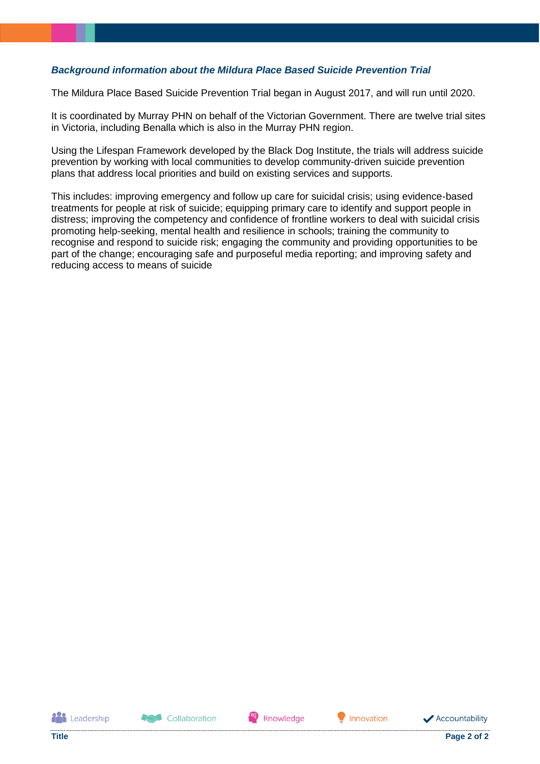***Background information about the Mildura Place Based Suicide Prevention Trial***

The Mildura Place Based Suicide Prevention Trial began in August 2017, and will run until 2020.

It is coordinated by Murray PHN on behalf of the Victorian Government. There are twelve trial sites in Victoria, including Benalla which is also in the Murray PHN region.

Using the Lifespan Framework developed by the Black Dog Institute, the trials will address suicide prevention by working with local communities to develop community-driven suicide prevention plans that address local priorities and build on existing services and supports.

This includes: improving emergency and follow up care for suicidal crisis; using evidence-based treatments for people at risk of suicide; equipping primary care to identify and support people in distress; improving the competency and confidence of frontline workers to deal with suicidal crisis promoting help-seeking, mental health and resilience in schools; training the community to recognise and respond to suicide risk; engaging the community and providing opportunities to be part of the change; encouraging safe and purposeful media reporting; and improving safety and reducing access to means of suicide